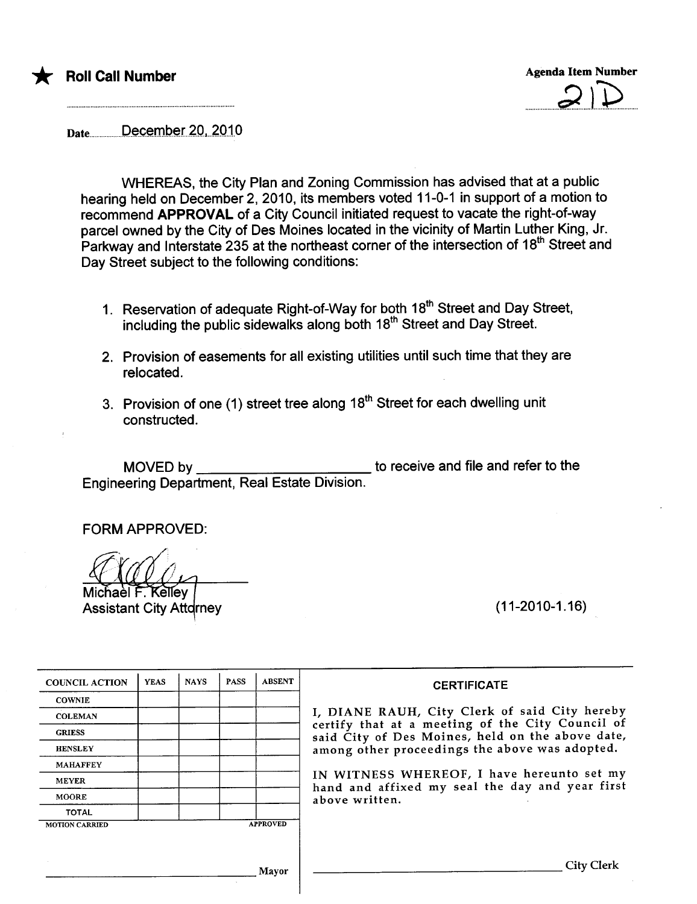★ **Roll Call Number** ..............................

**Agenda Item Number** 21D

Date December 20, 2010

WHEREAS, the City Plan and Zoning Commission has advised that at a public hearing held on December 2, 2010, its members voted 11-0-1 in support of a motion to recommend **APPROVAL** of a City Council initiated request to vacate the right-of-way parcel owned by the City of Des Moines located in the vicinity of Martin Luther King, Jr. Parkway and Interstate 235 at the northeast corner of the intersection of 18th Street and Day Street subject to the following conditions:

1. Reservation of adequate Right-of-Way for both 18th Street and Day Street, including the public sidewalks along both 18th Street and Day Street.
2. Provision of easements for all existing utilities until such time that they are relocated.
3. Provision of one (1) street tree along 18th Street for each dwelling unit constructed.

MOVED by ______________________ to receive and file and refer to the Engineering Department, Real Estate Division.

FORM APPROVED:

Michael F. Kelley
Assistant City Attorney

(11-2010-1.16)

| COUNCIL ACTION | YEAS | NAYS | PASS | ABSENT |
|---|---|---|---|---|
| COWNIE | | | | |
| COLEMAN | | | | |
| GRIESS | | | | |
| HENSLEY | | | | |
| MAHAFFEY | | | | |
| MEYER | | | | |
| MOORE | | | | |
| TOTAL | | | | |

MOTION CARRIED APPROVED

______________________________ Mayor

**CERTIFICATE**

I, DIANE RAUH, City Clerk of said City hereby certify that at a meeting of the City Council of said City of Des Moines, held on the above date, among other proceedings the above was adopted.

IN WITNESS WHEREOF, I have hereunto set my hand and affixed my seal the day and year first above written.

______________________________ City Clerk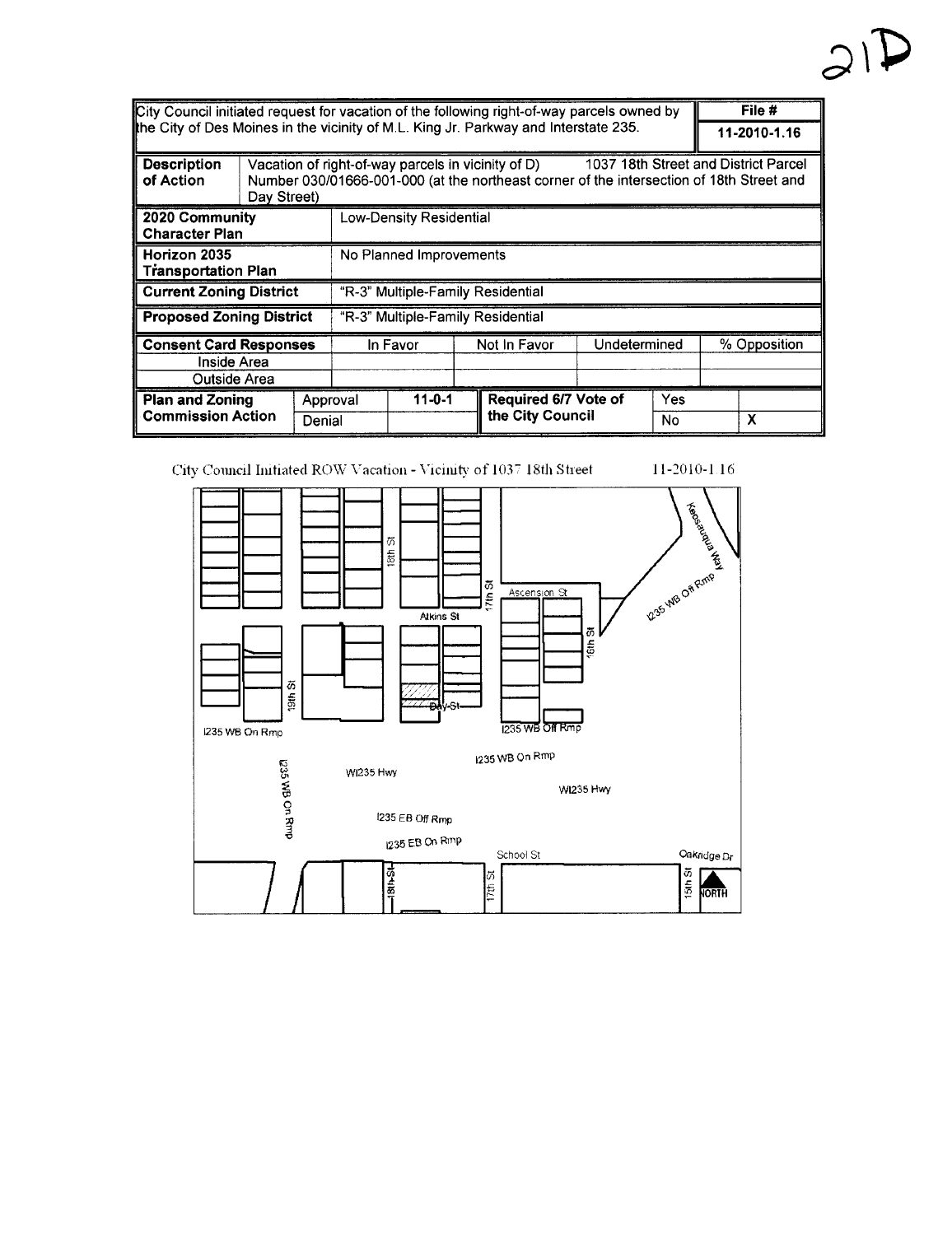21D

| City Council initiated request for vacation of the following right-of-way parcels owned by the City of Des Moines in the vicinity of M.L. King Jr. Parkway and Interstate 235. | | | | | | | File # |
|---|---|---|---|---|---|---|---|
| | | | | | | | 11-2010-1.16 |
| **Description of Action** | Vacation of right-of-way parcels in vicinity of D) 1037 18th Street and District Parcel Number 030/01666-001-000 (at the northeast corner of the intersection of 18th Street and Day Street) | | | | | | |
| **2020 Community Character Plan** | Low-Density Residential | | | | | | |
| **Horizon 2035 Transportation Plan** | No Planned Improvements | | | | | | |
| **Current Zoning District** | "R-3" Multiple-Family Residential | | | | | | |
| **Proposed Zoning District** | "R-3" Multiple-Family Residential | | | | | | |
| **Consent Card Responses** | In Favor | | Not In Favor | Undetermined | | | % Opposition |
| Inside Area | | | | | | | |
| Outside Area | | | | | | | |
| **Plan and Zoning Commission Action** | Approval | 11-0-1 | **Required 6/7 Vote of the City Council** | | Yes | | |
| | Denial | | | | No | | X |

City Council Initiated ROW Vacation - Vicinity of 1037 18th Street 11-2010-1.16

18th St, 17th St, 16th St, 19th St, 15th St, Ascension St, Atkins St, Day St, Keosauqua Way, I235 WB Off Rmp, I235 WB On Rmp, WI235 Hwy, I235 EB Off Rmp, I235 EB On Rmp, School St, Oakridge Dr, NORTH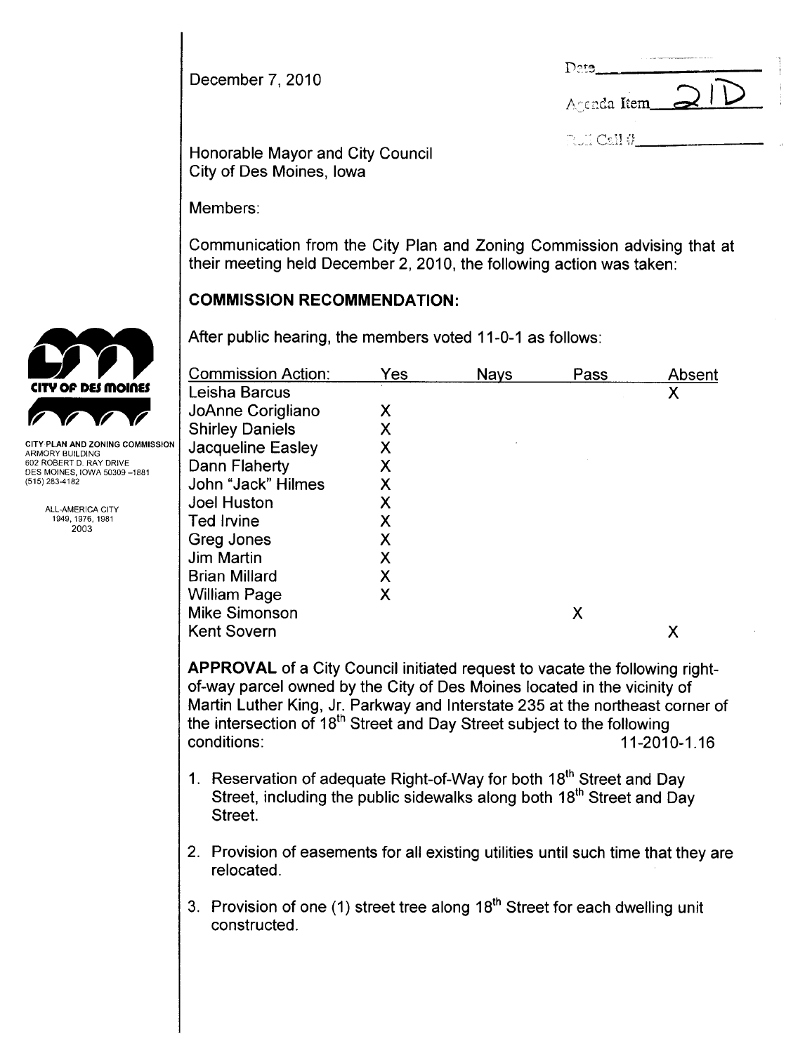December 7, 2010

Date\_\_\_\_\_\_\_\_\_\_\_\_\_\_\_\_

Agenda Item 21D

Roll Call #\_\_\_\_\_\_\_\_\_\_\_\_\_\_\_\_

CITY PLAN AND ZONING COMMISSION
ARMORY BUILDING
602 ROBERT D. RAY DRIVE
DES MOINES, IOWA 50309 –1881
(515) 283-4182

ALL-AMERICA CITY
1949, 1976, 1981
2003

Honorable Mayor and City Council
City of Des Moines, Iowa

Members:

Communication from the City Plan and Zoning Commission advising that at their meeting held December 2, 2010, the following action was taken:

**COMMISSION RECOMMENDATION:**

After public hearing, the members voted 11-0-1 as follows:

| Commission Action: | Yes | Nays | Pass | Absent |
|---|---|---|---|---|
| Leisha Barcus | | | | X |
| JoAnne Corigliano | X | | | |
| Shirley Daniels | X | | | |
| Jacqueline Easley | X | | | |
| Dann Flaherty | X | | | |
| John "Jack" Hilmes | X | | | |
| Joel Huston | X | | | |
| Ted Irvine | X | | | |
| Greg Jones | X | | | |
| Jim Martin | X | | | |
| Brian Millard | X | | | |
| William Page | X | | | |
| Mike Simonson | | | X | |
| Kent Sovern | | | | X |

**APPROVAL** of a City Council initiated request to vacate the following right-of-way parcel owned by the City of Des Moines located in the vicinity of Martin Luther King, Jr. Parkway and Interstate 235 at the northeast corner of the intersection of 18th Street and Day Street subject to the following conditions: 11-2010-1.16

1. Reservation of adequate Right-of-Way for both 18th Street and Day Street, including the public sidewalks along both 18th Street and Day Street.
2. Provision of easements for all existing utilities until such time that they are relocated.
3. Provision of one (1) street tree along 18th Street for each dwelling unit constructed.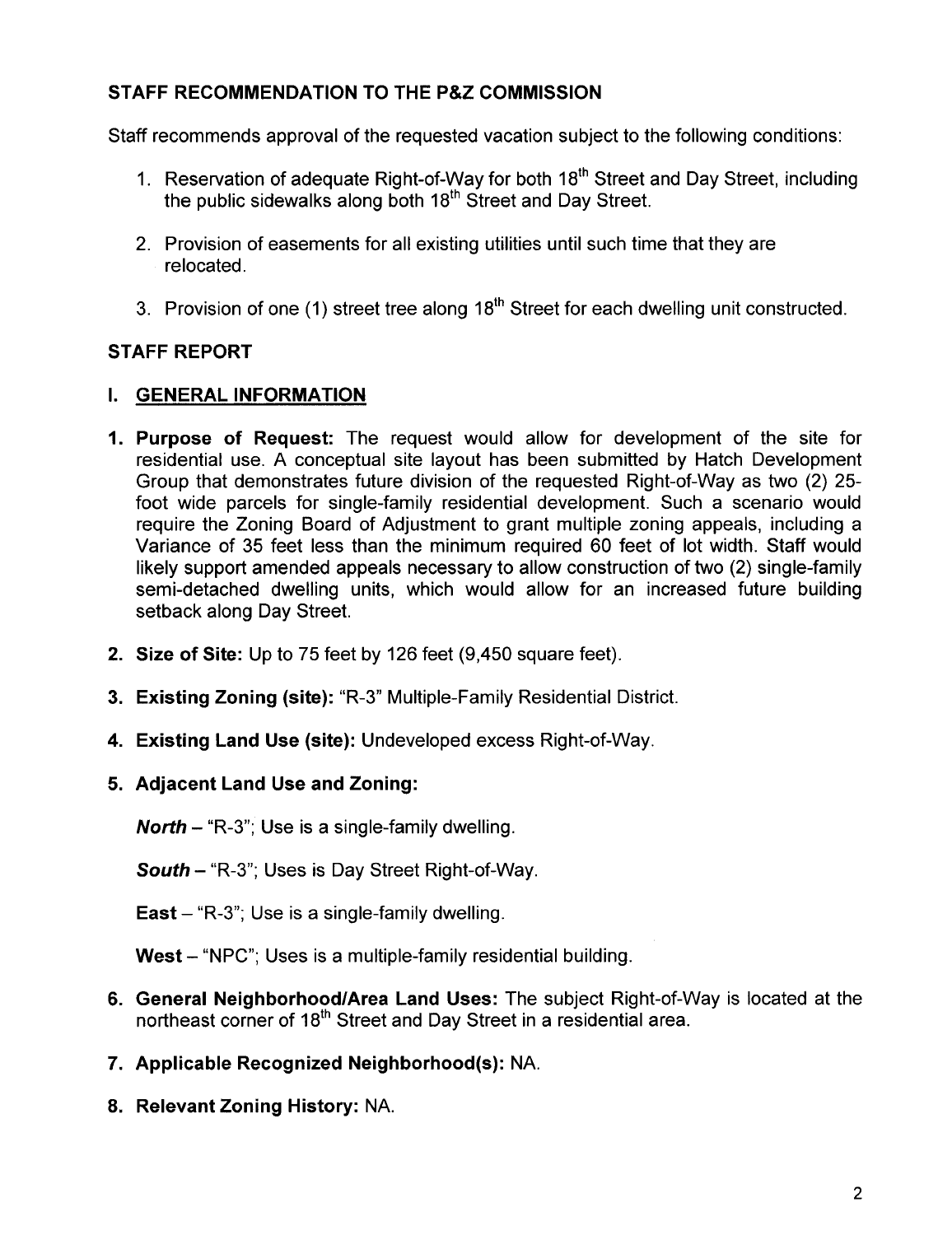## STAFF RECOMMENDATION TO THE P&Z COMMISSION

Staff recommends approval of the requested vacation subject to the following conditions:

1. Reservation of adequate Right-of-Way for both 18th Street and Day Street, including the public sidewalks along both 18th Street and Day Street.

2. Provision of easements for all existing utilities until such time that they are relocated.

3. Provision of one (1) street tree along 18th Street for each dwelling unit constructed.

## STAFF REPORT

### I. GENERAL INFORMATION

1. **Purpose of Request:** The request would allow for development of the site for residential use. A conceptual site layout has been submitted by Hatch Development Group that demonstrates future division of the requested Right-of-Way as two (2) 25-foot wide parcels for single-family residential development. Such a scenario would require the Zoning Board of Adjustment to grant multiple zoning appeals, including a Variance of 35 feet less than the minimum required 60 feet of lot width. Staff would likely support amended appeals necessary to allow construction of two (2) single-family semi-detached dwelling units, which would allow for an increased future building setback along Day Street.

2. **Size of Site:** Up to 75 feet by 126 feet (9,450 square feet).

3. **Existing Zoning (site):** "R-3" Multiple-Family Residential District.

4. **Existing Land Use (site):** Undeveloped excess Right-of-Way.

5. **Adjacent Land Use and Zoning:**

   ***North*** – "R-3"; Use is a single-family dwelling.

   ***South*** – "R-3"; Uses is Day Street Right-of-Way.

   **East** – "R-3"; Use is a single-family dwelling.

   **West** – "NPC"; Uses is a multiple-family residential building.

6. **General Neighborhood/Area Land Uses:** The subject Right-of-Way is located at the northeast corner of 18th Street and Day Street in a residential area.

7. **Applicable Recognized Neighborhood(s):** NA.

8. **Relevant Zoning History:** NA.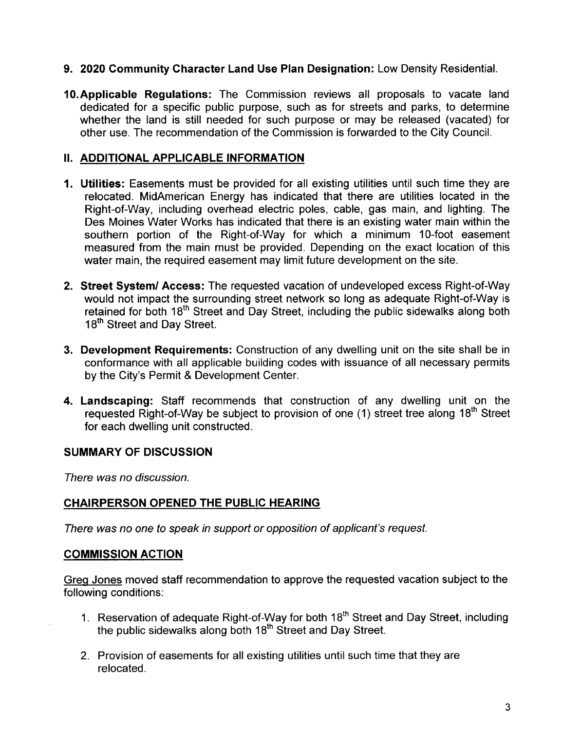**9. 2020 Community Character Land Use Plan Designation:** Low Density Residential.

**10. Applicable Regulations:** The Commission reviews all proposals to vacate land dedicated for a specific public purpose, such as for streets and parks, to determine whether the land is still needed for such purpose or may be released (vacated) for other use. The recommendation of the Commission is forwarded to the City Council.

## II. ADDITIONAL APPLICABLE INFORMATION

**1. Utilities:** Easements must be provided for all existing utilities until such time they are relocated. MidAmerican Energy has indicated that there are utilities located in the Right-of-Way, including overhead electric poles, cable, gas main, and lighting. The Des Moines Water Works has indicated that there is an existing water main within the southern portion of the Right-of-Way for which a minimum 10-foot easement measured from the main must be provided. Depending on the exact location of this water main, the required easement may limit future development on the site.

**2. Street System/ Access:** The requested vacation of undeveloped excess Right-of-Way would not impact the surrounding street network so long as adequate Right-of-Way is retained for both 18th Street and Day Street, including the public sidewalks along both 18th Street and Day Street.

**3. Development Requirements:** Construction of any dwelling unit on the site shall be in conformance with all applicable building codes with issuance of all necessary permits by the City's Permit & Development Center.

**4. Landscaping:** Staff recommends that construction of any dwelling unit on the requested Right-of-Way be subject to provision of one (1) street tree along 18th Street for each dwelling unit constructed.

## SUMMARY OF DISCUSSION

*There was no discussion.*

## CHAIRPERSON OPENED THE PUBLIC HEARING

*There was no one to speak in support or opposition of applicant's request.*

## COMMISSION ACTION

Greg Jones moved staff recommendation to approve the requested vacation subject to the following conditions:

1. Reservation of adequate Right-of-Way for both 18th Street and Day Street, including the public sidewalks along both 18th Street and Day Street.
2. Provision of easements for all existing utilities until such time that they are relocated.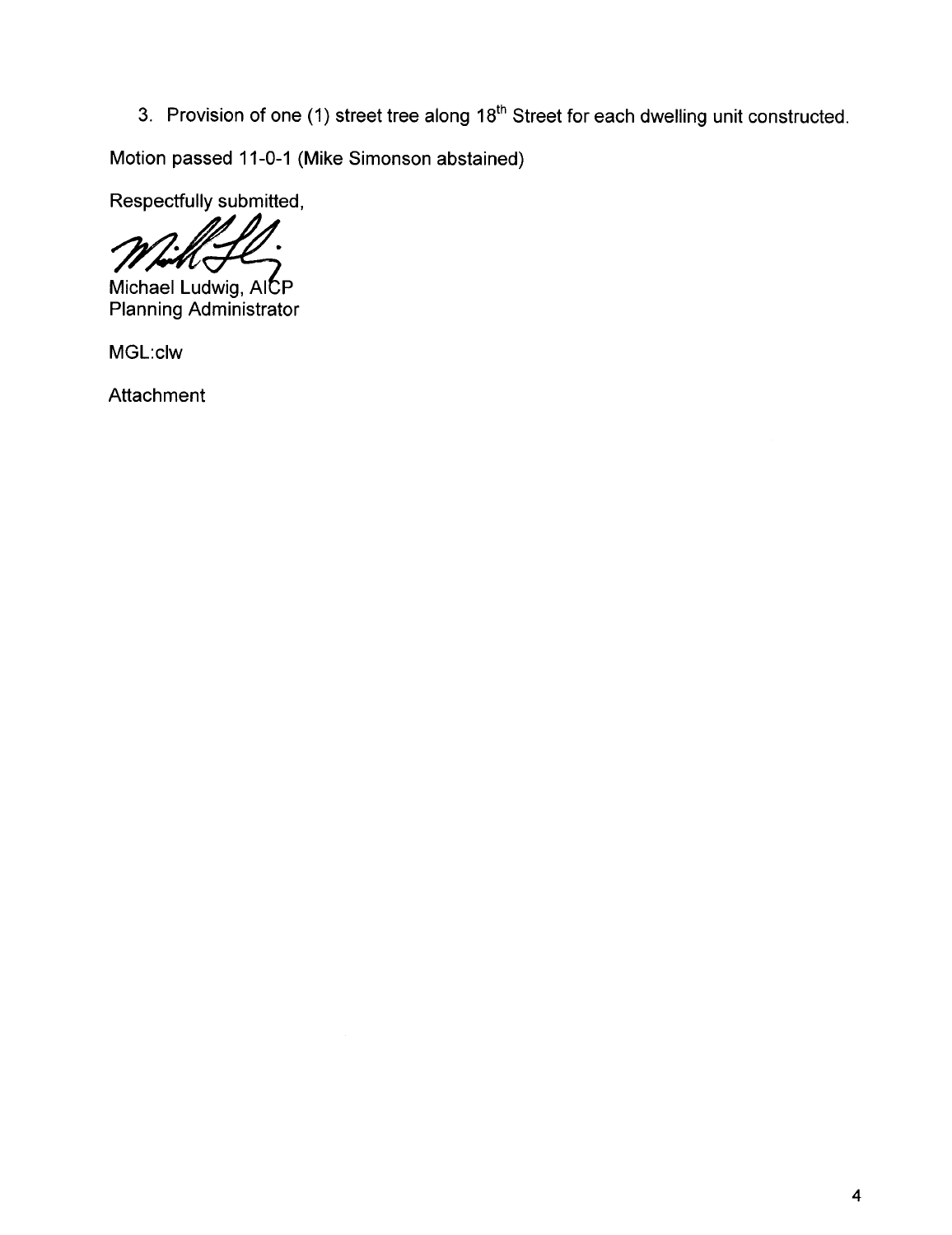3. Provision of one (1) street tree along 18th Street for each dwelling unit constructed.

Motion passed 11-0-1 (Mike Simonson abstained)

Respectfully submitted,

Michael Ludwig, AICP
Planning Administrator

MGL:clw

Attachment